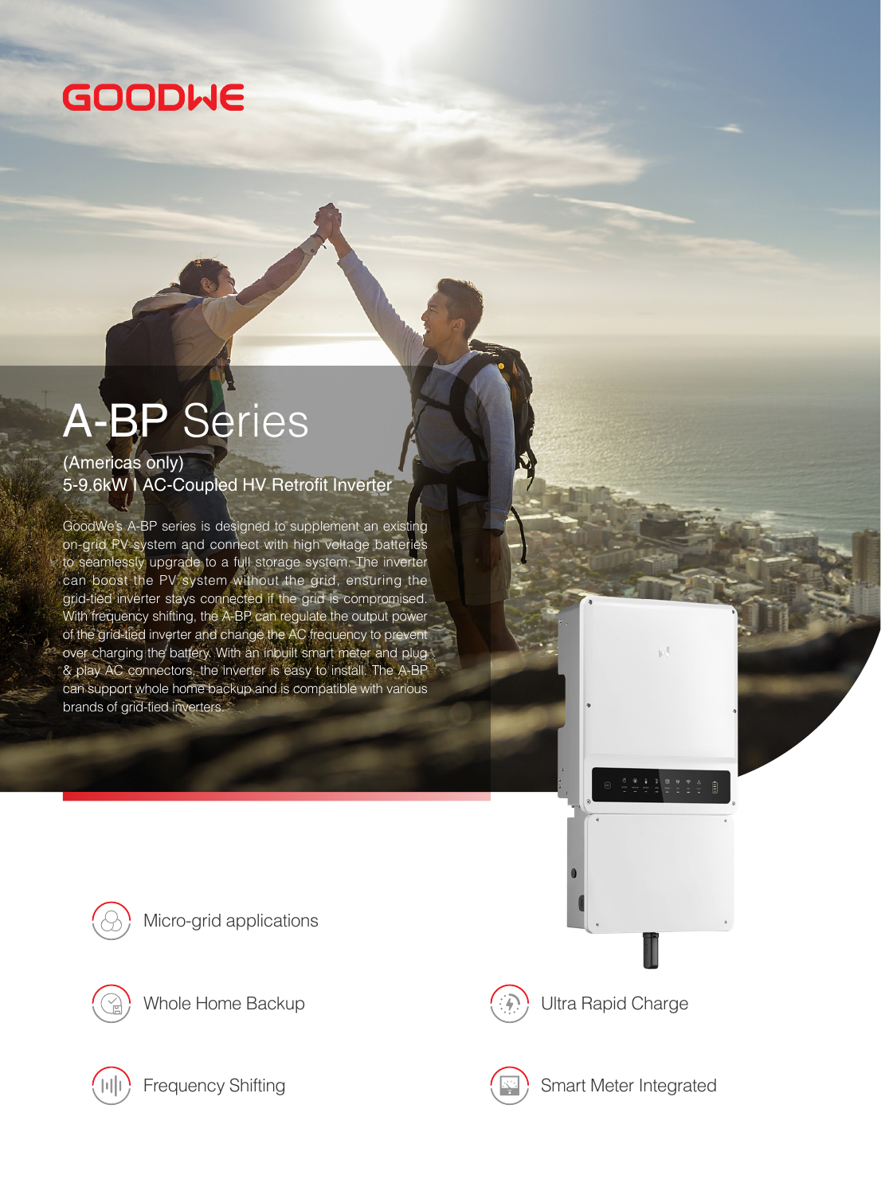GOODWE

# A-BP Series

(Americas only)

5-9.6kW I AC-Coupled HV Retrofit Inverter

GoodWe's A-BP series is designed to supplement an existing on-grid PV system and connect with high voltage batteries to seamlessly upgrade to a full storage system. The inverter can boost the PV system without the grid, ensuring the grid-tied inverter stays connected if the grid is compromised. With frequency shifting, the A-BP can regulate the output power of the grid-tied inverter and change the AC frequency to prevent over-charging the battery. With an inbuilt smart meter and plug & play AC connectors, the inverter is easy to install. The A-BP can support whole home backup and is compatible with various brands of grid-tied inverters.

- Micro-grid applications
- Whole Home Backup
- Ultra Rapid Charge
- Frequency Shifting
- Smart Meter Integrated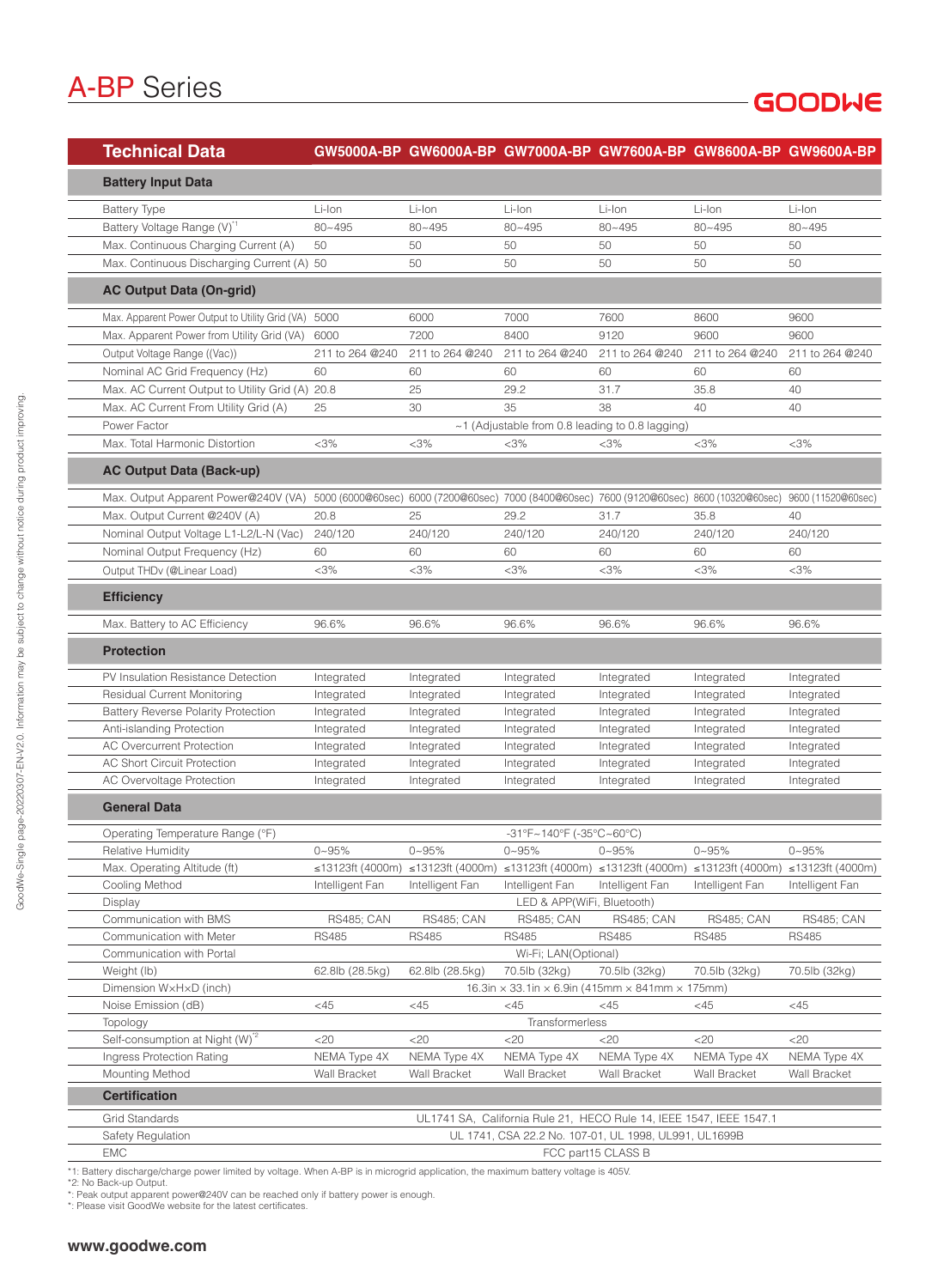# A-BP Series

GOODWE

| Technical Data | GW5000A-BP | GW6000A-BP | GW7000A-BP | GW7600A-BP | GW8600A-BP | GW9600A-BP |
|---|---|---|---|---|---|---|
| **Battery Input Data** | | | | | | |
| Battery Type | Li-Ion | Li-Ion | Li-Ion | Li-Ion | Li-Ion | Li-Ion |
| Battery Voltage Range (V)*1 | 80~495 | 80~495 | 80~495 | 80~495 | 80~495 | 80~495 |
| Max. Continuous Charging Current (A) | 50 | 50 | 50 | 50 | 50 | 50 |
| Max. Continuous Discharging Current (A) | 50 | 50 | 50 | 50 | 50 | 50 |
| **AC Output Data (On-grid)** | | | | | | |
| Max. Apparent Power Output to Utility Grid (VA) | 5000 | 6000 | 7000 | 7600 | 8600 | 9600 |
| Max. Apparent Power from Utility Grid (VA) | 6000 | 7200 | 8400 | 9120 | 9600 | 9600 |
| Output Voltage Range ((Vac)) | 211 to 264 @240 | 211 to 264 @240 | 211 to 264 @240 | 211 to 264 @240 | 211 to 264 @240 | 211 to 264 @240 |
| Nominal AC Grid Frequency (Hz) | 60 | 60 | 60 | 60 | 60 | 60 |
| Max. AC Current Output to Utility Grid (A) | 20.8 | 25 | 29.2 | 31.7 | 35.8 | 40 |
| Max. AC Current From Utility Grid (A) | 25 | 30 | 35 | 38 | 40 | 40 |
| Power Factor | ~1 (Adjustable from 0.8 leading to 0.8 lagging) | | | | | |
| Max. Total Harmonic Distortion | <3% | <3% | <3% | <3% | <3% | <3% |
| **AC Output Data (Back-up)** | | | | | | |
| Max. Output Apparent Power@240V (VA) | 5000 (6000@60sec) | 6000 (7200@60sec) | 7000 (8400@60sec) | 7600 (9120@60sec) | 8600 (10320@60sec) | 9600 (11520@60sec) |
| Max. Output Current @240V (A) | 20.8 | 25 | 29.2 | 31.7 | 35.8 | 40 |
| Nominal Output Voltage L1-L2/L-N (Vac) | 240/120 | 240/120 | 240/120 | 240/120 | 240/120 | 240/120 |
| Nominal Output Frequency (Hz) | 60 | 60 | 60 | 60 | 60 | 60 |
| Output THDv (@Linear Load) | <3% | <3% | <3% | <3% | <3% | <3% |
| **Efficiency** | | | | | | |
| Max. Battery to AC Efficiency | 96.6% | 96.6% | 96.6% | 96.6% | 96.6% | 96.6% |
| **Protection** | | | | | | |
| PV Insulation Resistance Detection | Integrated | Integrated | Integrated | Integrated | Integrated | Integrated |
| Residual Current Monitoring | Integrated | Integrated | Integrated | Integrated | Integrated | Integrated |
| Battery Reverse Polarity Protection | Integrated | Integrated | Integrated | Integrated | Integrated | Integrated |
| Anti-islanding Protection | Integrated | Integrated | Integrated | Integrated | Integrated | Integrated |
| AC Overcurrent Protection | Integrated | Integrated | Integrated | Integrated | Integrated | Integrated |
| AC Short Circuit Protection | Integrated | Integrated | Integrated | Integrated | Integrated | Integrated |
| AC Overvoltage Protection | Integrated | Integrated | Integrated | Integrated | Integrated | Integrated |
| **General Data** | | | | | | |
| Operating Temperature Range (°F) | -31°F~140°F (-35°C~60°C) | | | | | |
| Relative Humidity | 0~95% | 0~95% | 0~95% | 0~95% | 0~95% | 0~95% |
| Max. Operating Altitude (ft) | ≤13123ft (4000m) | ≤13123ft (4000m) | ≤13123ft (4000m) | ≤13123ft (4000m) | ≤13123ft (4000m) | ≤13123ft (4000m) |
| Cooling Method | Intelligent Fan | Intelligent Fan | Intelligent Fan | Intelligent Fan | Intelligent Fan | Intelligent Fan |
| Display | LED & APP(WiFi, Bluetooth) | | | | | |
| Communication with BMS | RS485; CAN | RS485; CAN | RS485; CAN | RS485; CAN | RS485; CAN | RS485; CAN |
| Communication with Meter | RS485 | RS485 | RS485 | RS485 | RS485 | RS485 |
| Communication with Portal | Wi-Fi; LAN(Optional) | | | | | |
| Weight (lb) | 62.8lb (28.5kg) | 62.8lb (28.5kg) | 70.5lb (32kg) | 70.5lb (32kg) | 70.5lb (32kg) | 70.5lb (32kg) |
| Dimension W×H×D (inch) | 16.3in × 33.1in × 6.9in (415mm × 841mm × 175mm) | | | | | |
| Noise Emission (dB) | <45 | <45 | <45 | <45 | <45 | <45 |
| Topology | Transformerless | | | | | |
| Self-consumption at Night (W)*2 | <20 | <20 | <20 | <20 | <20 | <20 |
| Ingress Protection Rating | NEMA Type 4X | NEMA Type 4X | NEMA Type 4X | NEMA Type 4X | NEMA Type 4X | NEMA Type 4X |
| Mounting Method | Wall Bracket | Wall Bracket | Wall Bracket | Wall Bracket | Wall Bracket | Wall Bracket |
| **Certification** | | | | | | |
| Grid Standards | UL1741 SA, California Rule 21, HECO Rule 14, IEEE 1547, IEEE 1547.1 | | | | | |
| Safety Regulation | UL 1741, CSA 22.2 No. 107-01, UL 1998, UL991, UL1699B | | | | | |
| EMC | FCC part15 CLASS B | | | | | |

*1: Battery discharge/charge power limited by voltage. When A-BP is in microgrid application, the maximum battery voltage is 405V.
*2: No Back-up Output.
*: Peak output apparent power@240V can be reached only if battery power is enough.
*: Please visit GoodWe website for the latest certificates.

GoodWe-Single page-20220307-EN-V2.0. Information may be subject to change without notice during product improving.

www.goodwe.com